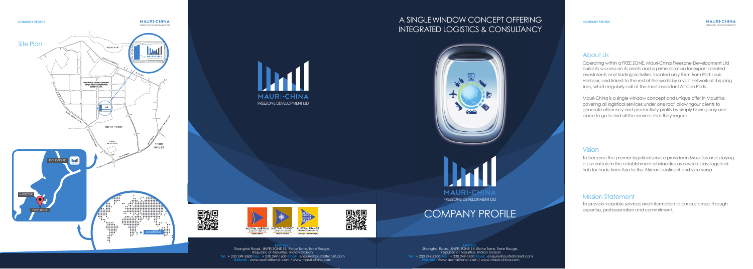# Site Plan

BAGATELLE
MAURI-CHINA

MAURITIUS JINFEI ECONOMIC TRADE AND COOPERATION ZONE CO. LTD.

RICHE TERRE

TERRE ROUGE

RICHE-TERRE

HARBOUR

PORT-LOUIS

MAURITIUS

MAURI-CHINA
FREEZONE DEVELOPMENT LTD

AUSTRAL SHIPPING AGENCY LIMITED — Shipping Agency
AUSTRAL TRANSIT LOGISTICS LIMITED — Freeport Operator
AUSTRAL TRANSIT INTERNATIONAL LIMITED — Clearing & Forwarding Agent

**Address :**
Shanghai Road, JINFEI ZONE 18, Riche Terre, Terre Rouge,
Republic of Mauritius, Indian Ocean
**Tel :** + 230 249-2600 **Fax :** + 230 249-1600 **Email :** enquiry@australtransit.com
**Website :** www.australtransit.com / www.mauri-china.com

# A SINGLE WINDOW CONCEPT OFFERING INTEGRATED LOGISTICS & CONSULTANCY

MAURI-CHINA
FREEZONE DEVELOPMENT LTD

# COMPANY PROFILE

**Address :**
Shanghai Road, JINFEI ZONE 18, Riche Terre, Terre Rouge,
Republic of Mauritius, Indian Ocean
**Tel :** + 230 249-2600 **Fax :** + 230 249-1600 **Email :** enquiry@australtransit.com
**Website :** www.australtransit.com / www.mauri-china.com

## About Us

Operating within a FREE ZONE, Mauri-China Freezone Development Ltd builds its success on its assets and a prime location for export oriented investments and trading activities, located only 5 km from Port-Louis Harbour, and linked to the rest of the world by a vast network of shipping lines, which regularly call at the most important African Ports.

Mauri-China is a single window concept and unique offer in Mauritius covering all logistical services under one roof, allowingour clients to generate efficiency and productivity profits by simply having only one place to go to find all the services that they require.

## Vision

To become the premier logistical service provider in Mauritius and playing a pivotal role in the establishment of Mauritius as a world-class logistical hub for trade from Asia to the African continent and vice versa.

## Mission Statement

To provide valuable services and information to our customers through expertise, professionalism and commitment.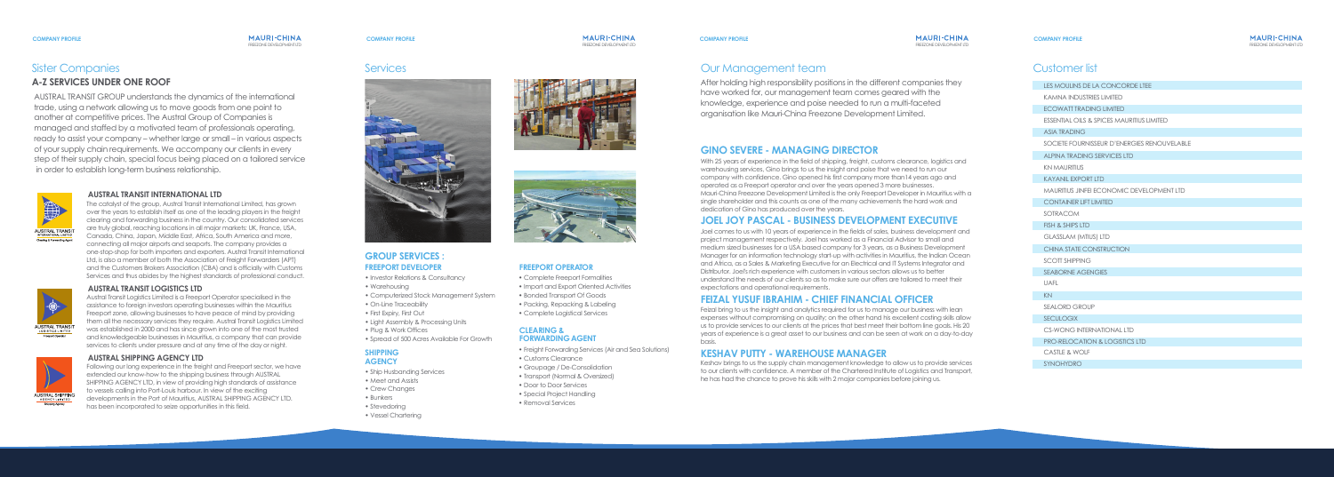# Sister Companies

## A-Z SERVICES UNDER ONE ROOF

AUSTRAL TRANSIT GROUP understands the dynamics of the international trade, using a network allowing us to move goods from one point to another at competitive prices. The Austral Group of Companies is managed and staffed by a motivated team of professionals operating, ready to assist your company – whether large or small – in various aspects of your supply chain requirements. We accompany our clients in every step of their supply chain, special focus being placed on a tailored service in order to establish long-term business relationship.

### AUSTRAL TRANSIT INTERNATIONAL LTD

The catalyst of the group, Austral Transit International Limited, has grown over the years to establish itself as one of the leading players in the freight clearing and forwarding business in the country. Our consolidated services are truly global, reaching locations in all major markets: UK, France, USA, Canada, China, Japan, Middle East, Africa, South America and more, connecting all major airports and seaports. The company provides a one-stop-shop for both importers and exporters. Austral Transit International Ltd, is also a member of both the Association of Freight Forwarders (APT) and the Customers Brokers Association (CBA) and is officially with Customs Services and thus abides by the highest standards of professional conduct.

### AUSTRAL TRANSIT LOGISTICS LTD

Austral Transit Logistics Limited is a Freeport Operator specialised in the assistance to foreign investors operating businesses within the Mauritius Freeport zone, allowing businesses to have peace of mind by providing them all the necessary services they require. Austral Transit Logistics Limited was established in 2000 and has since grown into one of the most trusted and knowledgeable businesses in Mauritius, a company that can provide services to clients under pressure and at any time of the day or night.

### AUSTRAL SHIPPING AGENCY LTD

Following our long experience in the freight and Freeport sector, we have extended our know-how to the shipping business through AUSTRAL SHIPPING AGENCY LTD, in view of providing high standards of assistance to vessels calling into Port-Louis harbour. In view of the exciting developments in the Port of Mauritius, AUSTRAL SHIPPING AGENCY LTD. has been incorporated to seize opportunities in this field.

# Services

### GROUP SERVICES : FREEPORT DEVELOPER

- Investor Relations & Consultancy
- Warehousing
- Computerized Stock Management System
- On-Line Traceability
- First Expiry, First Out
- Light Assembly & Processing Units
- Plug & Work Offices
- Spread of 500 Acres Available For Growth

### SHIPPING AGENCY

- Ship Husbanding Services
- Meet and Assists
- Crew Changes
- Bunkers
- Stevedoring
- Vessel Chartering

### FREEPORT OPERATOR

- Complete Freeport Formalities
- Import and Export Oriented Activities
- Bonded Transport Of Goods
- Packing, Repacking & Labeling
- Complete Logistical Services

### CLEARING & FORWARDING AGENT

- Freight Forwarding Services (Air and Sea Solutions)
- Customs Clearance
- Groupage / De-Consolidation
- Transport (Normal & Oversized)
- Door to Door Services
- Special Project Handling
- Removal Services

# Our Management team

After holding high responsibility positions in the different companies they have worked for, our management team comes geared with the knowledge, experience and poise needed to run a multi-faceted organisation like Mauri-China Freezone Development Limited.

## GINO SEVERE - MANAGING DIRECTOR

With 25 years of experience in the field of shipping, freight, customs clearance, logistics and warehousing services, Gino brings to us the insight and poise that we need to run our company with confidence. Gino opened his first company more than 14 years ago and operated as a Freeport operator and over the years opened 3 more businesses. Mauri-China Freezone Development Limited is the only Freeport Developer in Mauritius with a single shareholder and this counts as one of the many achievements the hard work and dedication of Gino has produced over the years.

## JOEL JOY PASCAL - BUSINESS DEVELOPMENT EXECUTIVE

Joel comes to us with 10 years of experience in the fields of sales, business development and project management respectively. Joel has worked as a Financial Advisor to small and medium sized businesses for a USA based company for 3 years, as a Business Development Manager for an information technology start-up with activities in Mauritius, the Indian Ocean and Africa, as a Sales & Marketing Executive for an Electrical and IT Systems Integrator and Distributor. Joel's rich experience with customers in various sectors allows us to better understand the needs of our clients so as to make sure our offers are tailored to meet their expectations and operational requirements.

## FEIZAL YUSUF IBRAHIM - CHIEF FINANCIAL OFFICER

Feizal bring to us the insight and analytics required for us to manage our business with lean expenses without compromising on quality; on the other hand his excellent costing skills allow us to provide services to our clients at the prices that best meet their bottom line goals. His 20 years of experience is a great asset to our business and can be seen at work on a day-to-day basis.

## KESHAV PUTTY - WAREHOUSE MANAGER

Keshav brings to us the supply chain management knowledge to allow us to provide services to our clients with confidence. A member of the Chartered Institute of Logistics and Transport, he has had the chance to prove his skills with 2 major companies before joining us.

# Customer list

- LES MOULINS DE LA CONCORDE LTEE
- KAMNA INDUSTRIES LIMITED
- ECOWATT TRADING LIMITED
- ESSENTIAL OILS & SPICES MAURITIUS LIMITED
- ASIA TRADING
- SOCIETE FOURNISSEUR D'ENERGIES RENOUVELABLE
- ALPINA TRADING SERVICES LTD
- KN MAURITIUS
- KAYANIL EXPORT LTD
- MAURITIUS JINFEI ECONOMIC DEVELOPMENT LTD
- CONTAINER LIFT LIMITED
- SOTRACOM
- FISH & SHIPS LTD
- GLASSLAM (MTIUS) LTD
- CHINA STATE CONSTRUCTION
- SCOTT SHIPPING
- SEABORNE AGENCIES
- UAFL
- KN
- SEALORD GROUP
- SECULOGIX
- CS WONG INTERNATIONAL LTD
- PRO-RELOCATION & LOGISTICS LTD
- CASTLE & WOLF
- SYNOHYDRO